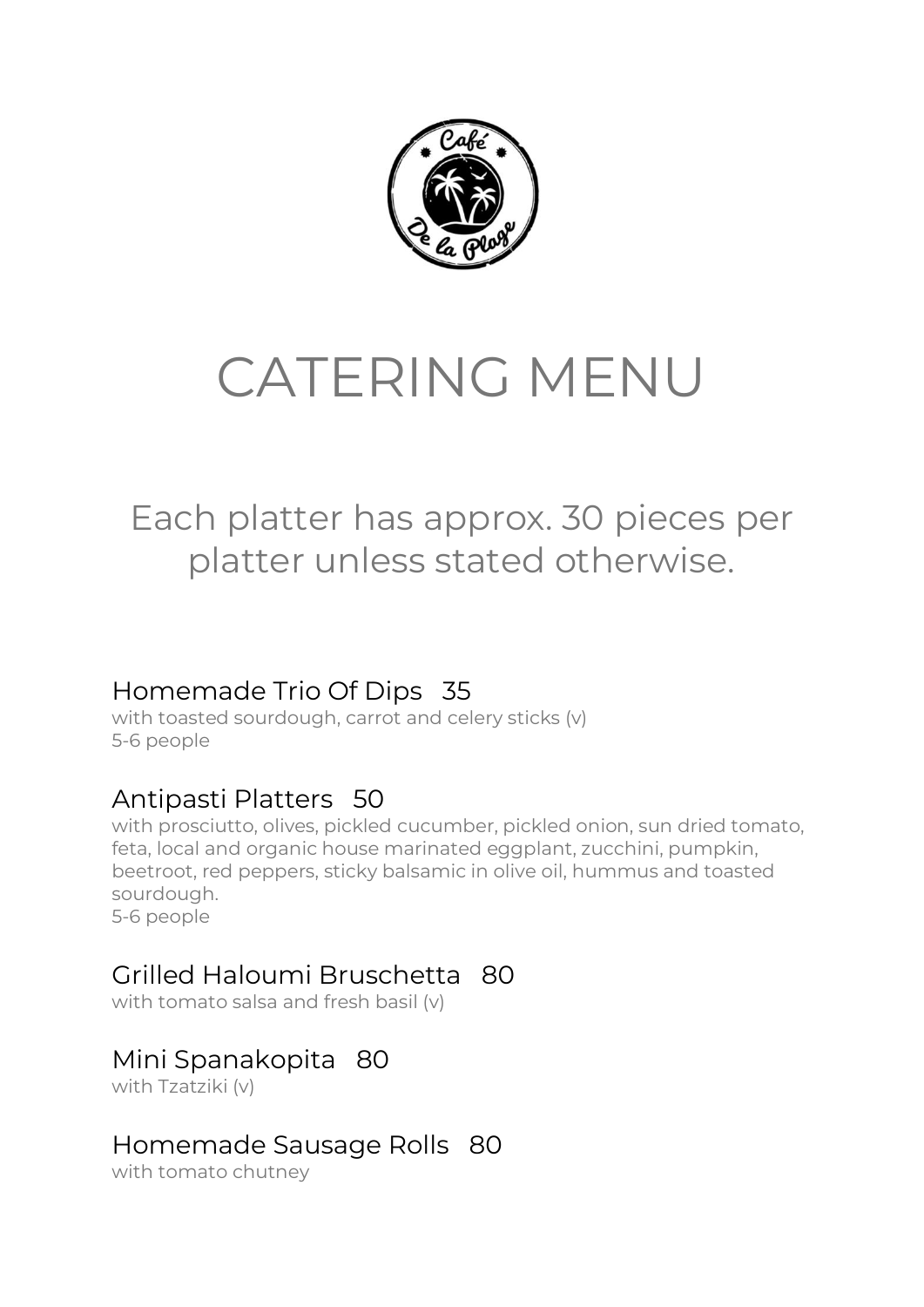# CATERING MENU

## Each platter has approx. 30 pieces per platter unless stated otherwise.

### Homemade Trio Of Dips 35

with toasted sourdough, carrot and celery sticks (v)
5-6 people

### Antipasti Platters 50

with prosciutto, olives, pickled cucumber, pickled onion, sun dried tomato, feta, local and organic house marinated eggplant, zucchini, pumpkin, beetroot, red peppers, sticky balsamic in olive oil, hummus and toasted sourdough.
5-6 people

### Grilled Haloumi Bruschetta 80

with tomato salsa and fresh basil (v)

### Mini Spanakopita 80

with Tzatziki (v)

### Homemade Sausage Rolls 80

with tomato chutney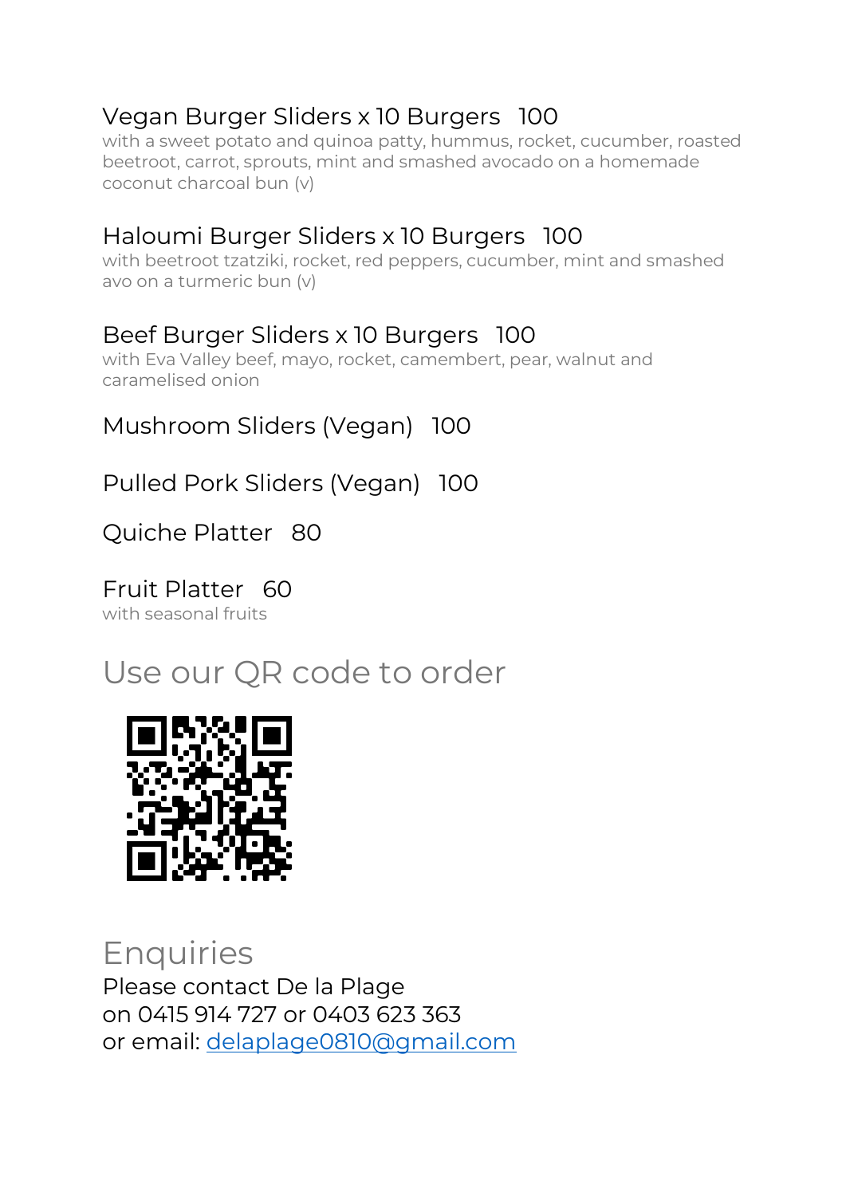### Vegan Burger Sliders x 10 Burgers   100

with a sweet potato and quinoa patty, hummus, rocket, cucumber, roasted beetroot, carrot, sprouts, mint and smashed avocado on a homemade coconut charcoal bun (v)

### Haloumi Burger Sliders x 10 Burgers   100

with beetroot tzatziki, rocket, red peppers, cucumber, mint and smashed avo on a turmeric bun (v)

### Beef Burger Sliders x 10 Burgers   100

with Eva Valley beef, mayo, rocket, camembert, pear, walnut and caramelised onion

### Mushroom Sliders (Vegan)   100

### Pulled Pork Sliders (Vegan)   100

### Quiche Platter   80

### Fruit Platter   60

with seasonal fruits

## Use our QR code to order

## Enquiries

Please contact De la Plage
on 0415 914 727 or 0403 623 363
or email: delaplage0810@gmail.com